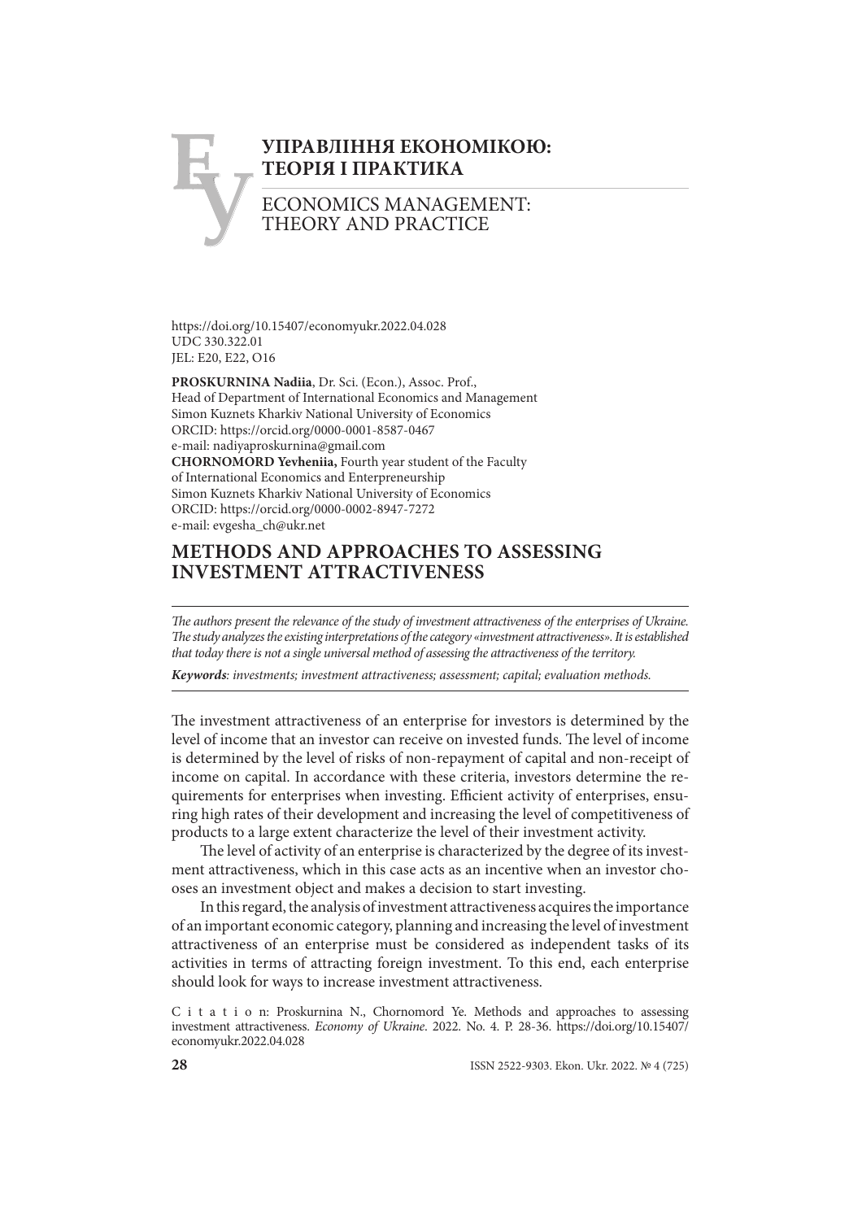# УПРАВЛІННЯ ЕКОНОМІКОЮ: ТЕОРІЯ І ПРАКТИКА

# ECONOMICS MANAGEMENT: THEORY AND PRACTICE

https://doi.org/10.15407/economyukr.2022.04.028
UDC 330.322.01
JEL: E20, E22, O16

**PROSKURNINA Nadiia**, Dr. Sci. (Econ.), Assoc. Prof.,
Head of Department of International Economics and Management
Simon Kuznets Kharkiv National University of Economics
ORCID: https://orcid.org/0000-0001-8587-0467
e-mail: nadiyaproskurnina@gmail.com
**CHORNOMORD Yevheniia,** Fourth year student of the Faculty of International Economics and Enterpreneurship
Simon Kuznets Kharkiv National University of Economics
ORCID: https://orcid.org/0000-0002-8947-7272
e-mail: evgesha_ch@ukr.net

## METHODS AND APPROACHES TO ASSESSING INVESTMENT ATTRACTIVENESS

*The authors present the relevance of the study of investment attractiveness of the enterprises of Ukraine. The study analyzes the existing interpretations of the category «investment attractiveness». It is established that today there is not a single universal method of assessing the attractiveness of the territory.*

***Keywords****: investments; investment attractiveness; assessment; capital; evaluation methods.*

The investment attractiveness of an enterprise for investors is determined by the level of income that an investor can receive on invested funds. The level of income is determined by the level of risks of non-repayment of capital and non-receipt of income on capital. In accordance with these criteria, investors determine the requirements for enterprises when investing. Efficient activity of enterprises, ensuring high rates of their development and increasing the level of competitiveness of products to a large extent characterize the level of their investment activity.

The level of activity of an enterprise is characterized by the degree of its investment attractiveness, which in this case acts as an incentive when an investor chooses an investment object and makes a decision to start investing.

In this regard, the analysis of investment attractiveness acquires the importance of an important economic category, planning and increasing the level of investment attractiveness of an enterprise must be considered as independent tasks of its activities in terms of attracting foreign investment. To this end, each enterprise should look for ways to increase investment attractiveness.

C i t a t i o n: Proskurnina N., Chornomord Ye. Methods and approaches to assessing investment attractiveness. *Economy of Ukraine*. 2022. No. 4. P. 28-36. https://doi.org/10.15407/economyukr.2022.04.028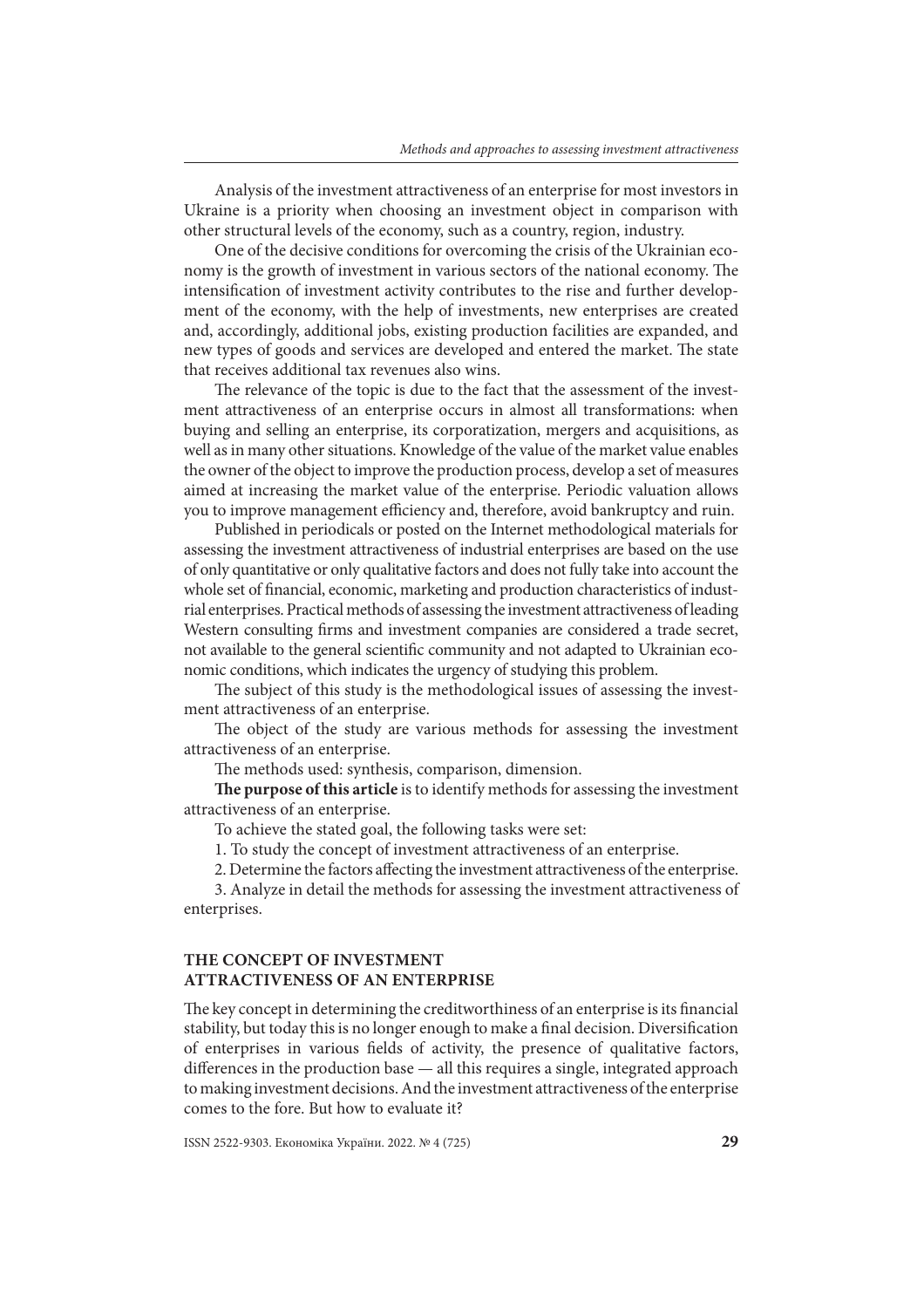Analysis of the investment attractiveness of an enterprise for most investors in Ukraine is a priority when choosing an investment object in comparison with other structural levels of the economy, such as a country, region, industry.

One of the decisive conditions for overcoming the crisis of the Ukrainian economy is the growth of investment in various sectors of the national economy. The intensification of investment activity contributes to the rise and further development of the economy, with the help of investments, new enterprises are created and, accordingly, additional jobs, existing production facilities are expanded, and new types of goods and services are developed and entered the market. The state that receives additional tax revenues also wins.

The relevance of the topic is due to the fact that the assessment of the investment attractiveness of an enterprise occurs in almost all transformations: when buying and selling an enterprise, its corporatization, mergers and acquisitions, as well as in many other situations. Knowledge of the value of the market value enables the owner of the object to improve the production process, develop a set of measures aimed at increasing the market value of the enterprise. Periodic valuation allows you to improve management efficiency and, therefore, avoid bankruptcy and ruin.

Published in periodicals or posted on the Internet methodological materials for assessing the investment attractiveness of industrial enterprises are based on the use of only quantitative or only qualitative factors and does not fully take into account the whole set of financial, economic, marketing and production characteristics of industrial enterprises. Practical methods of assessing the investment attractiveness of leading Western consulting firms and investment companies are considered a trade secret, not available to the general scientific community and not adapted to Ukrainian economic conditions, which indicates the urgency of studying this problem.

The subject of this study is the methodological issues of assessing the investment attractiveness of an enterprise.

The object of the study are various methods for assessing the investment attractiveness of an enterprise.

The methods used: synthesis, comparison, dimension.

**The purpose of this article** is to identify methods for assessing the investment attractiveness of an enterprise.

To achieve the stated goal, the following tasks were set:

1. To study the concept of investment attractiveness of an enterprise.

2. Determine the factors affecting the investment attractiveness of the enterprise.

3. Analyze in detail the methods for assessing the investment attractiveness of enterprises.

## THE CONCEPT OF INVESTMENT ATTRACTIVENESS OF AN ENTERPRISE

The key concept in determining the creditworthiness of an enterprise is its financial stability, but today this is no longer enough to make a final decision. Diversification of enterprises in various fields of activity, the presence of qualitative factors, differences in the production base — all this requires a single, integrated approach to making investment decisions. And the investment attractiveness of the enterprise comes to the fore. But how to evaluate it?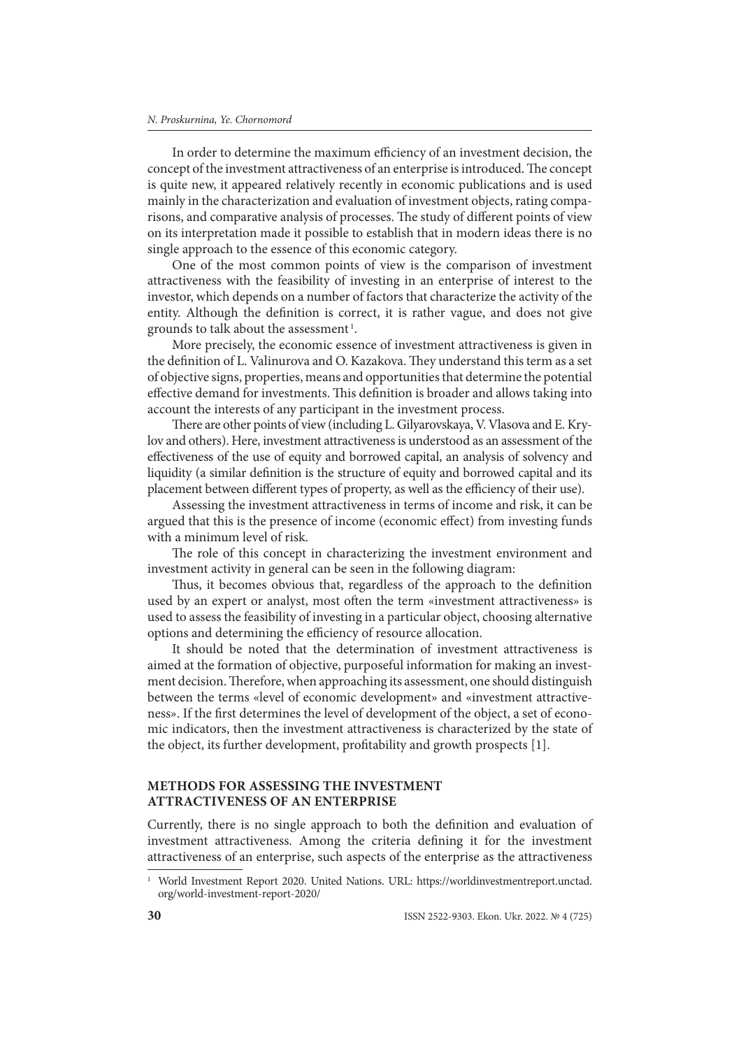In order to determine the maximum efficiency of an investment decision, the concept of the investment attractiveness of an enterprise is introduced. The concept is quite new, it appeared relatively recently in economic publications and is used mainly in the characterization and evaluation of investment objects, rating comparisons, and comparative analysis of processes. The study of different points of view on its interpretation made it possible to establish that in modern ideas there is no single approach to the essence of this economic category.

One of the most common points of view is the comparison of investment attractiveness with the feasibility of investing in an enterprise of interest to the investor, which depends on a number of factors that characterize the activity of the entity. Although the definition is correct, it is rather vague, and does not give grounds to talk about the assessment [1].

More precisely, the economic essence of investment attractiveness is given in the definition of L. Valinurova and O. Kazakova. They understand this term as a set of objective signs, properties, means and opportunities that determine the potential effective demand for investments. This definition is broader and allows taking into account the interests of any participant in the investment process.

There are other points of view (including L. Gilyarovskaya, V. Vlasova and E. Krylov and others). Here, investment attractiveness is understood as an assessment of the effectiveness of the use of equity and borrowed capital, an analysis of solvency and liquidity (a similar definition is the structure of equity and borrowed capital and its placement between different types of property, as well as the efficiency of their use).

Assessing the investment attractiveness in terms of income and risk, it can be argued that this is the presence of income (economic effect) from investing funds with a minimum level of risk.

The role of this concept in characterizing the investment environment and investment activity in general can be seen in the following diagram:

Thus, it becomes obvious that, regardless of the approach to the definition used by an expert or analyst, most often the term «investment attractiveness» is used to assess the feasibility of investing in a particular object, choosing alternative options and determining the efficiency of resource allocation.

It should be noted that the determination of investment attractiveness is aimed at the formation of objective, purposeful information for making an investment decision. Therefore, when approaching its assessment, one should distinguish between the terms «level of economic development» and «investment attractiveness». If the first determines the level of development of the object, a set of economic indicators, then the investment attractiveness is characterized by the state of the object, its further development, profitability and growth prospects [1].

## METHODS FOR ASSESSING THE INVESTMENT ATTRACTIVENESS OF AN ENTERPRISE

Currently, there is no single approach to both the definition and evaluation of investment attractiveness. Among the criteria defining it for the investment attractiveness of an enterprise, such aspects of the enterprise as the attractiveness

---

[1] World Investment Report 2020. United Nations. URL: https://worldinvestmentreport.unctad.org/world-investment-report-2020/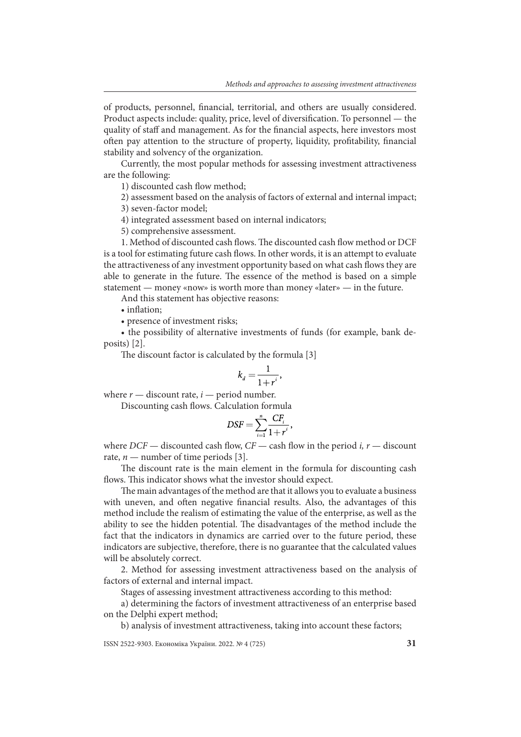of products, personnel, financial, territorial, and others are usually considered. Product aspects include: quality, price, level of diversification. To personnel — the quality of staff and management. As for the financial aspects, here investors most often pay attention to the structure of property, liquidity, profitability, financial stability and solvency of the organization.

Currently, the most popular methods for assessing investment attractiveness are the following:

1) discounted cash flow method;

2) assessment based on the analysis of factors of external and internal impact;

3) seven-factor model;

4) integrated assessment based on internal indicators;

5) comprehensive assessment.

1. Method of discounted cash flows. The discounted cash flow method or DCF is a tool for estimating future cash flows. In other words, it is an attempt to evaluate the attractiveness of any investment opportunity based on what cash flows they are able to generate in the future. The essence of the method is based on a simple statement — money «now» is worth more than money «later» — in the future.

And this statement has objective reasons:

- inflation;
- presence of investment risks;
- the possibility of alternative investments of funds (for example, bank deposits) [2].

The discount factor is calculated by the formula [3]

$$k_d = \frac{1}{1+r^i},$$

where $r$ — discount rate, $i$ — period number.

Discounting cash flows. Calculation formula

$$DSF = \sum_{i=1}^{n} \frac{CF_i}{1+r^i},$$

where $DCF$ — discounted cash flow, $CF$ — cash flow in the period $i$, $r$ — discount rate, $n$ — number of time periods [3].

The discount rate is the main element in the formula for discounting cash flows. This indicator shows what the investor should expect.

The main advantages of the method are that it allows you to evaluate a business with uneven, and often negative financial results. Also, the advantages of this method include the realism of estimating the value of the enterprise, as well as the ability to see the hidden potential. The disadvantages of the method include the fact that the indicators in dynamics are carried over to the future period, these indicators are subjective, therefore, there is no guarantee that the calculated values will be absolutely correct.

2. Method for assessing investment attractiveness based on the analysis of factors of external and internal impact.

Stages of assessing investment attractiveness according to this method:

a) determining the factors of investment attractiveness of an enterprise based on the Delphi expert method;

b) analysis of investment attractiveness, taking into account these factors;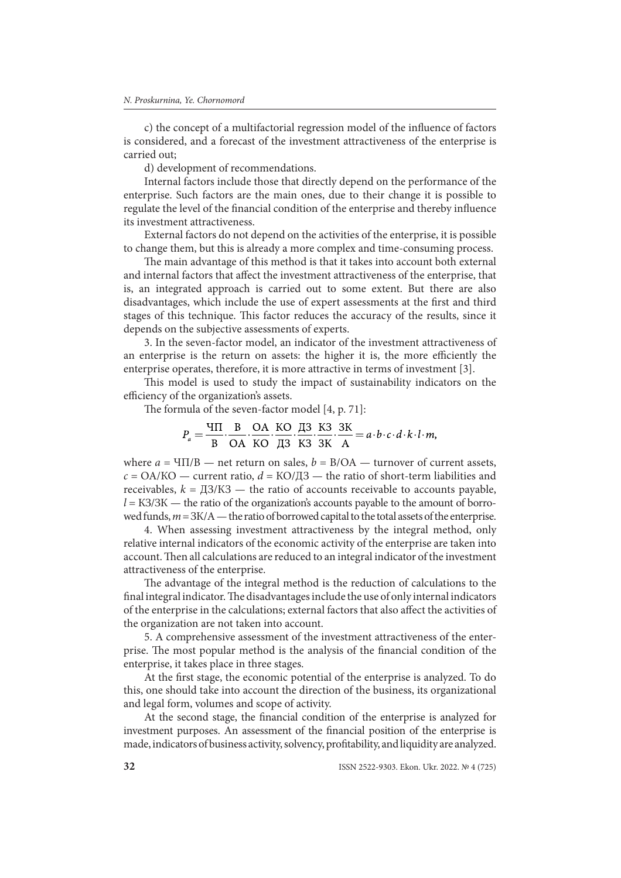c) the concept of a multifactorial regression model of the influence of factors is considered, and a forecast of the investment attractiveness of the enterprise is carried out;

d) development of recommendations.

Internal factors include those that directly depend on the performance of the enterprise. Such factors are the main ones, due to their change it is possible to regulate the level of the financial condition of the enterprise and thereby influence its investment attractiveness.

External factors do not depend on the activities of the enterprise, it is possible to change them, but this is already a more complex and time-consuming process.

The main advantage of this method is that it takes into account both external and internal factors that affect the investment attractiveness of the enterprise, that is, an integrated approach is carried out to some extent. But there are also disadvantages, which include the use of expert assessments at the first and third stages of this technique. This factor reduces the accuracy of the results, since it depends on the subjective assessments of experts.

3. In the seven-factor model, an indicator of the investment attractiveness of an enterprise is the return on assets: the higher it is, the more efficiently the enterprise operates, therefore, it is more attractive in terms of investment [3].

This model is used to study the impact of sustainability indicators on the efficiency of the organization's assets.

The formula of the seven-factor model [4, p. 71]:

$$P_a = \frac{ЧП}{В} \cdot \frac{В}{ОА} \cdot \frac{ОА}{КО} \cdot \frac{КО}{ДЗ} \cdot \frac{ДЗ}{КЗ} \cdot \frac{КЗ}{ЗК} \cdot \frac{ЗК}{А} = a \cdot b \cdot c \cdot d \cdot k \cdot l \cdot m,$$

where $a$ = ЧП/В — net return on sales, $b$ = В/ОА — turnover of current assets, $c$ = ОА/КО — current ratio, $d$ = КО/ДЗ — the ratio of short-term liabilities and receivables, $k$ = ДЗ/КЗ — the ratio of accounts receivable to accounts payable, $l$ = КЗ/ЗК — the ratio of the organization's accounts payable to the amount of borrowed funds, $m$ = ЗК/А — the ratio of borrowed capital to the total assets of the enterprise.

4. When assessing investment attractiveness by the integral method, only relative internal indicators of the economic activity of the enterprise are taken into account. Then all calculations are reduced to an integral indicator of the investment attractiveness of the enterprise.

The advantage of the integral method is the reduction of calculations to the final integral indicator. The disadvantages include the use of only internal indicators of the enterprise in the calculations; external factors that also affect the activities of the organization are not taken into account.

5. A comprehensive assessment of the investment attractiveness of the enterprise. The most popular method is the analysis of the financial condition of the enterprise, it takes place in three stages.

At the first stage, the economic potential of the enterprise is analyzed. To do this, one should take into account the direction of the business, its organizational and legal form, volumes and scope of activity.

At the second stage, the financial condition of the enterprise is analyzed for investment purposes. An assessment of the financial position of the enterprise is made, indicators of business activity, solvency, profitability, and liquidity are analyzed.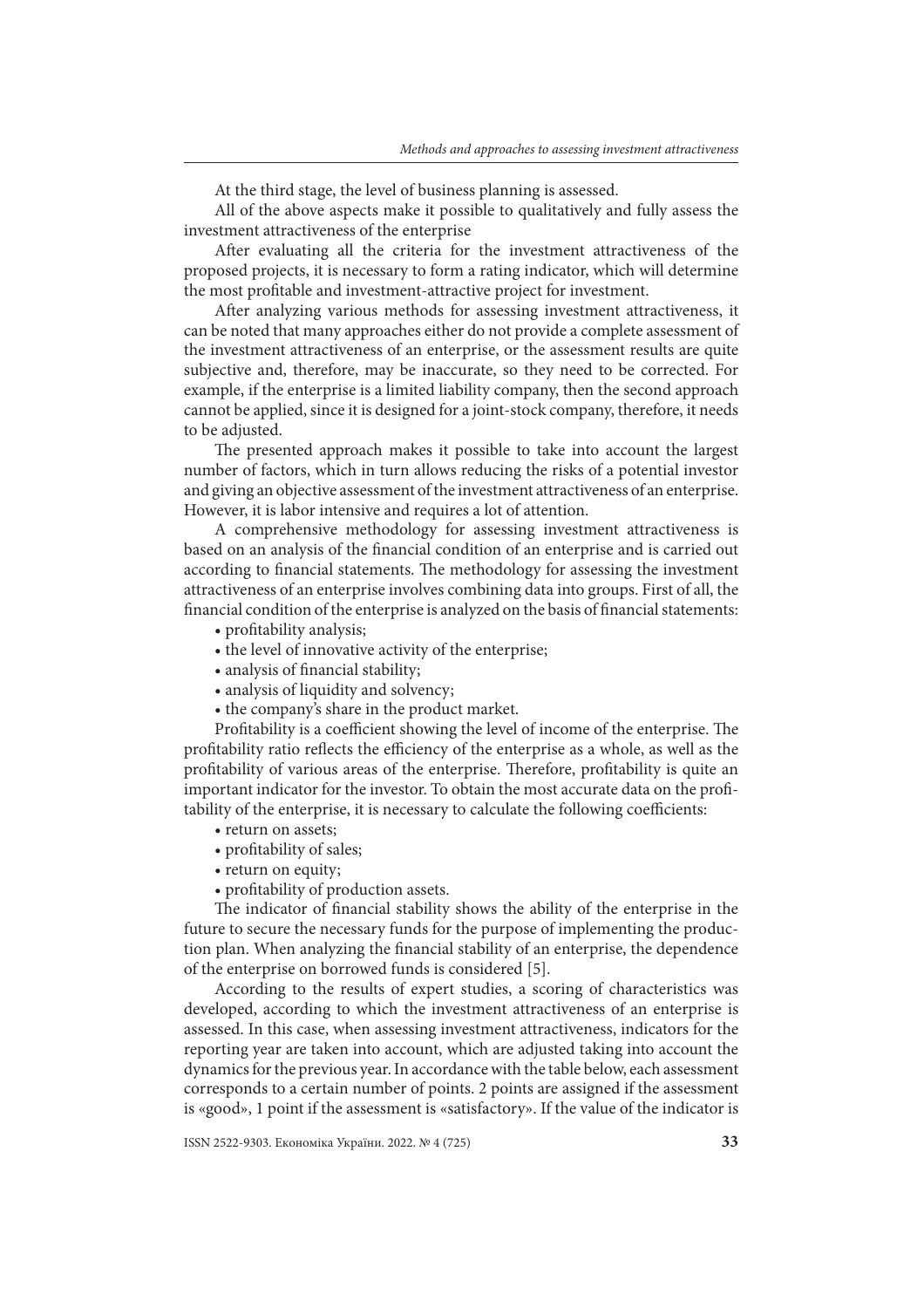At the third stage, the level of business planning is assessed.

All of the above aspects make it possible to qualitatively and fully assess the investment attractiveness of the enterprise

After evaluating all the criteria for the investment attractiveness of the proposed projects, it is necessary to form a rating indicator, which will determine the most profitable and investment-attractive project for investment.

After analyzing various methods for assessing investment attractiveness, it can be noted that many approaches either do not provide a complete assessment of the investment attractiveness of an enterprise, or the assessment results are quite subjective and, therefore, may be inaccurate, so they need to be corrected. For example, if the enterprise is a limited liability company, then the second approach cannot be applied, since it is designed for a joint-stock company, therefore, it needs to be adjusted.

The presented approach makes it possible to take into account the largest number of factors, which in turn allows reducing the risks of a potential investor and giving an objective assessment of the investment attractiveness of an enterprise. However, it is labor intensive and requires a lot of attention.

A comprehensive methodology for assessing investment attractiveness is based on an analysis of the financial condition of an enterprise and is carried out according to financial statements. The methodology for assessing the investment attractiveness of an enterprise involves combining data into groups. First of all, the financial condition of the enterprise is analyzed on the basis of financial statements:

- profitability analysis;
- the level of innovative activity of the enterprise;
- analysis of financial stability;
- analysis of liquidity and solvency;
- the company's share in the product market.

Profitability is a coefficient showing the level of income of the enterprise. The profitability ratio reflects the efficiency of the enterprise as a whole, as well as the profitability of various areas of the enterprise. Therefore, profitability is quite an important indicator for the investor. To obtain the most accurate data on the profitability of the enterprise, it is necessary to calculate the following coefficients:

- return on assets;
- profitability of sales;
- return on equity;
- profitability of production assets.

The indicator of financial stability shows the ability of the enterprise in the future to secure the necessary funds for the purpose of implementing the production plan. When analyzing the financial stability of an enterprise, the dependence of the enterprise on borrowed funds is considered [5].

According to the results of expert studies, a scoring of characteristics was developed, according to which the investment attractiveness of an enterprise is assessed. In this case, when assessing investment attractiveness, indicators for the reporting year are taken into account, which are adjusted taking into account the dynamics for the previous year. In accordance with the table below, each assessment corresponds to a certain number of points. 2 points are assigned if the assessment is «good», 1 point if the assessment is «satisfactory». If the value of the indicator is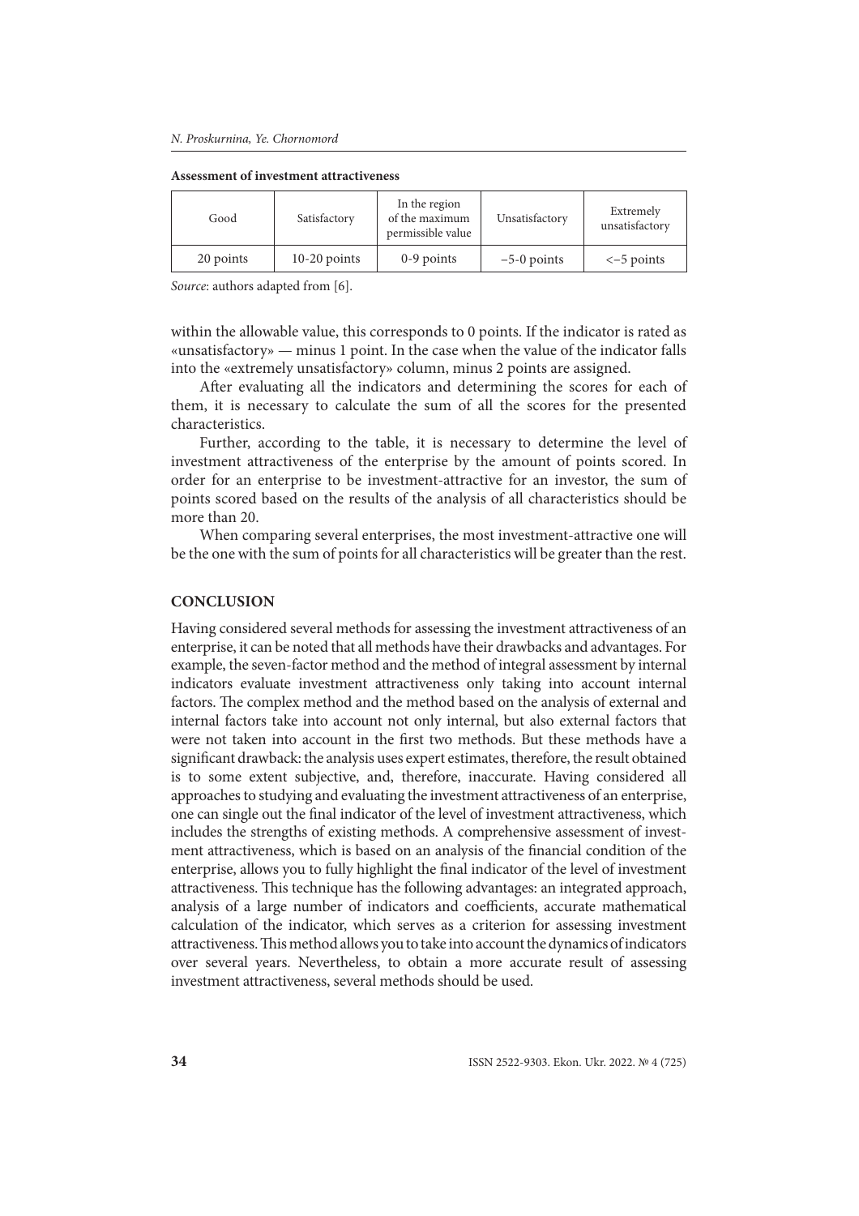**Assessment of investment attractiveness**

| Good | Satisfactory | In the region of the maximum permissible value | Unsatisfactory | Extremely unsatisfactory |
|---|---|---|---|---|
| 20 points | 10-20 points | 0-9 points | –5-0 points | <–5 points |

*Source*: authors adapted from [6].

within the allowable value, this corresponds to 0 points. If the indicator is rated as «unsatisfactory» — minus 1 point. In the case when the value of the indicator falls into the «extremely unsatisfactory» column, minus 2 points are assigned.

After evaluating all the indicators and determining the scores for each of them, it is necessary to calculate the sum of all the scores for the presented characteristics.

Further, according to the table, it is necessary to determine the level of investment attractiveness of the enterprise by the amount of points scored. In order for an enterprise to be investment-attractive for an investor, the sum of points scored based on the results of the analysis of all characteristics should be more than 20.

When comparing several enterprises, the most investment-attractive one will be the one with the sum of points for all characteristics will be greater than the rest.

## CONCLUSION

Having considered several methods for assessing the investment attractiveness of an enterprise, it can be noted that all methods have their drawbacks and advantages. For example, the seven-factor method and the method of integral assessment by internal indicators evaluate investment attractiveness only taking into account internal factors. The complex method and the method based on the analysis of external and internal factors take into account not only internal, but also external factors that were not taken into account in the first two methods. But these methods have a significant drawback: the analysis uses expert estimates, therefore, the result obtained is to some extent subjective, and, therefore, inaccurate. Having considered all approaches to studying and evaluating the investment attractiveness of an enterprise, one can single out the final indicator of the level of investment attractiveness, which includes the strengths of existing methods. A comprehensive assessment of investment attractiveness, which is based on an analysis of the financial condition of the enterprise, allows you to fully highlight the final indicator of the level of investment attractiveness. This technique has the following advantages: an integrated approach, analysis of a large number of indicators and coefficients, accurate mathematical calculation of the indicator, which serves as a criterion for assessing investment attractiveness. This method allows you to take into account the dynamics of indicators over several years. Nevertheless, to obtain a more accurate result of assessing investment attractiveness, several methods should be used.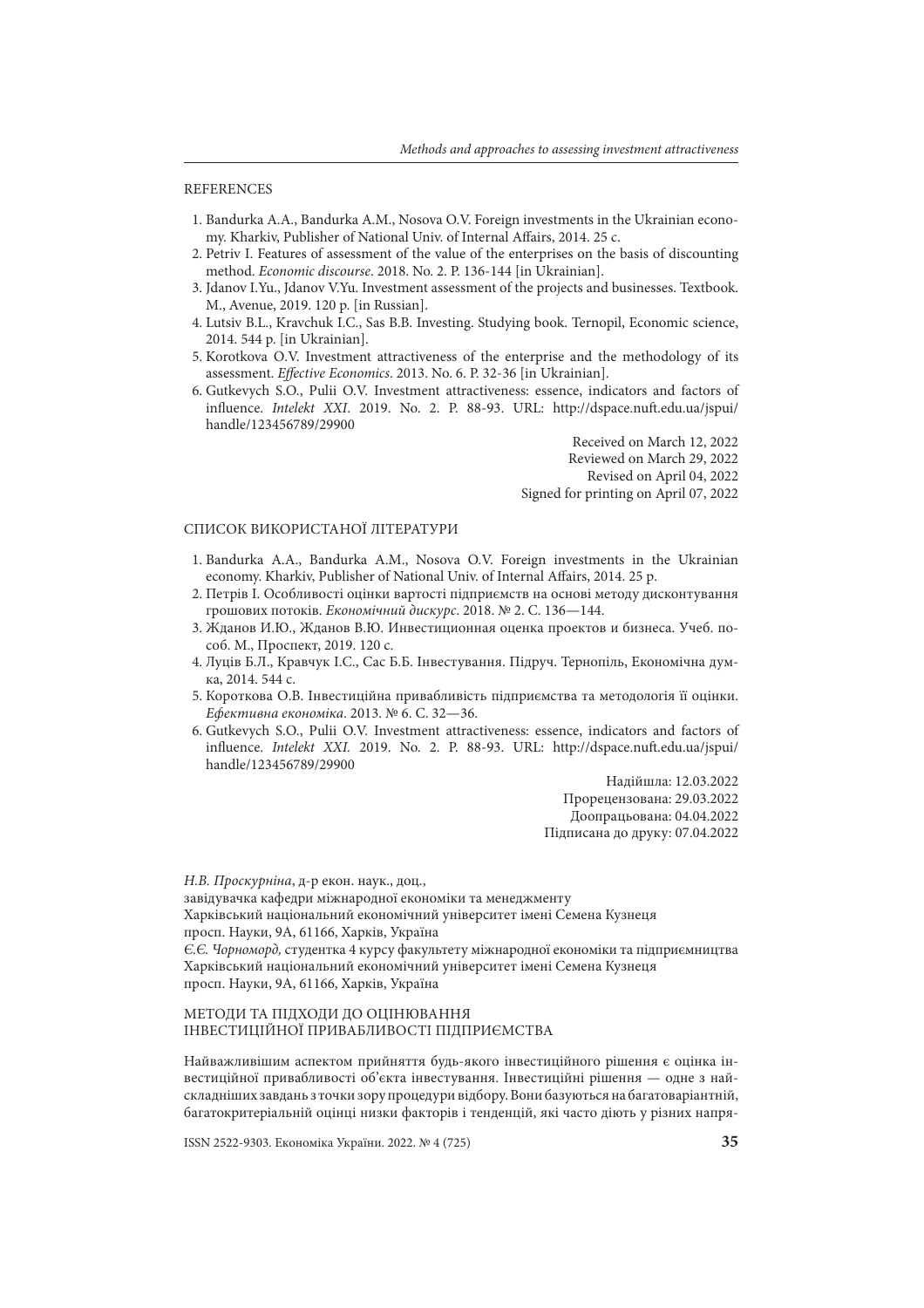## REFERENCES

1. Bandurka A.A., Bandurka A.M., Nosova O.V. Foreign investments in the Ukrainian economy. Kharkiv, Publisher of National Univ. of Internal Affairs, 2014. 25 c.
2. Petriv I. Features of assessment of the value of the enterprises on the basis of discounting method. *Economic discourse*. 2018. No. 2. P. 136-144 [in Ukrainian].
3. Jdanov I.Yu., Jdanov V.Yu. Investment assessment of the projects and businesses. Textbook. M., Avenue, 2019. 120 p. [in Russian].
4. Lutsiv B.L., Kravchuk I.C., Sas B.B. Investing. Studying book. Ternopil, Economic science, 2014. 544 p. [in Ukrainian].
5. Korotkova O.V. Investment attractiveness of the enterprise and the methodology of its assessment. *Effective Economics*. 2013. No. 6. P. 32-36 [in Ukrainian].
6. Gutkevych S.O., Pulii O.V. Investment attractiveness: essence, indicators and factors of influence. *Intelekt XXI*. 2019. No. 2. P. 88-93. URL: http://dspace.nuft.edu.ua/jspui/handle/123456789/29900

Received on March 12, 2022
Reviewed on March 29, 2022
Revised on April 04, 2022
Signed for printing on April 07, 2022

## СПИСОК ВИКОРИСТАНОЇ ЛІТЕРАТУРИ

1. Bandurka A.A., Bandurka A.M., Nosova O.V. Foreign investments in the Ukrainian economy. Kharkiv, Publisher of National Univ. of Internal Affairs, 2014. 25 p.
2. Петрів І. Особливості оцінки вартості підприємств на основі методу дисконтування грошових потоків. *Економічний дискурс*. 2018. № 2. С. 136—144.
3. Жданов И.Ю., Жданов В.Ю. Инвестиционная оценка проектов и бизнеса. Учеб. пособ. М., Проспект, 2019. 120 с.
4. Луців Б.Л., Кравчук І.С., Сас Б.Б. Інвестування. Підруч. Тернопіль, Економічна думка, 2014. 544 с.
5. Короткова О.В. Інвестиційна привабливість підприємства та методологія її оцінки. *Ефективна економіка*. 2013. № 6. С. 32—36.
6. Gutkevych S.O., Pulii O.V. Investment attractiveness: essence, indicators and factors of influence. *Intelekt XXI*. 2019. No. 2. P. 88-93. URL: http://dspace.nuft.edu.ua/jspui/handle/123456789/29900

Надійшла: 12.03.2022
Прорецензована: 29.03.2022
Доопрацьована: 04.04.2022
Підписана до друку: 07.04.2022

*Н.В. Проскурніна*, д-р екон. наук., доц.,
завідувачка кафедри міжнародної економіки та менеджменту
Харківський національний економічний університет імені Семена Кузнеця
просп. Науки, 9А, 61166, Харків, Україна
*Є.Є. Чорноморд,* студентка 4 курсу факультету міжнародної економіки та підприємництва
Харківський національний економічний університет імені Семена Кузнеця
просп. Науки, 9А, 61166, Харків, Україна

## МЕТОДИ ТА ПІДХОДИ ДО ОЦІНЮВАННЯ ІНВЕСТИЦІЙНОЇ ПРИВАБЛИВОСТІ ПІДПРИЄМСТВА

Найважливішим аспектом прийняття будь-якого інвестиційного рішення є оцінка інвестиційної привабливості об'єкта інвестування. Інвестиційні рішення — одне з найскладніших завдань з точки зору процедури відбору. Вони базуються на багатоваріантній, багатокритеріальній оцінці низки факторів і тенденцій, які часто діють у різних напря-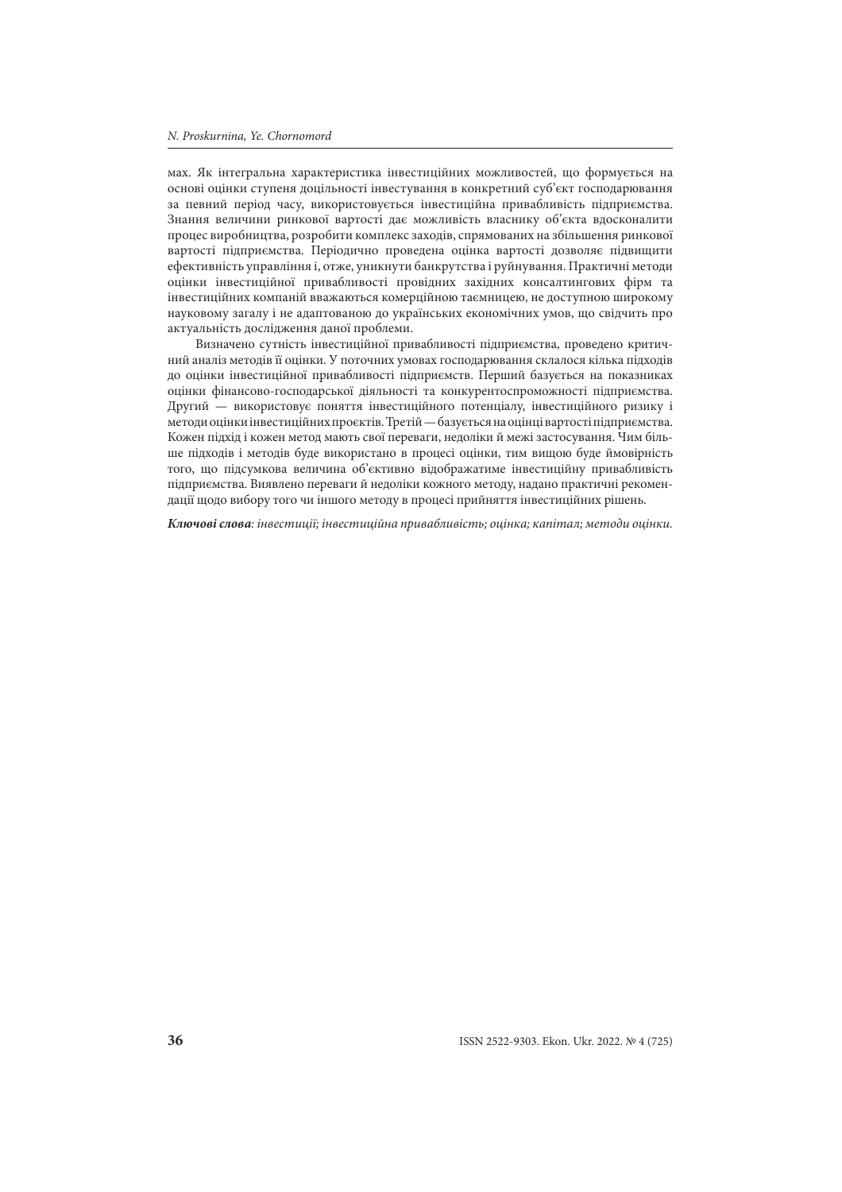мах. Як інтегральна характеристика інвестиційних можливостей, що формується на основі оцінки ступеня доцільності інвестування в конкретний суб'єкт господарювання за певний період часу, використовується інвестиційна привабливість підприємства. Знання величини ринкової вартості дає можливість власнику об'єкта вдосконалити процес виробництва, розробити комплекс заходів, спрямованих на збільшення ринкової вартості підприємства. Періодично проведена оцінка вартості дозволяє підвищити ефективність управління і, отже, уникнути банкрутства і руйнування. Практичні методи оцінки інвестиційної привабливості провідних західних консалтингових фірм та інвестиційних компаній вважаються комерційною таємницею, не доступною широкому науковому загалу і не адаптованою до українських економічних умов, що свідчить про актуальність дослідження даної проблеми.

Визначено сутність інвестиційної привабливості підприємства, проведено критичний аналіз методів її оцінки. У поточних умовах господарювання склалося кілька підходів до оцінки інвестиційної привабливості підприємств. Перший базується на показниках оцінки фінансово-господарської діяльності та конкурентоспроможності підприємства. Другий — використовує поняття інвестиційного потенціалу, інвестиційного ризику і методи оцінки інвестиційних проєктів. Третій — базується на оцінці вартості підприємства. Кожен підхід і кожен метод мають свої переваги, недоліки й межі застосування. Чим більше підходів і методів буде використано в процесі оцінки, тим вищою буде ймовірність того, що підсумкова величина об'єктивно відображатиме інвестиційну привабливість підприємства. Виявлено переваги й недоліки кожного методу, надано практичні рекомендації щодо вибору того чи іншого методу в процесі прийняття інвестиційних рішень.

***Ключові слова**: інвестиції; інвестиційна привабливість; оцінка; капітал; методи оцінки.*